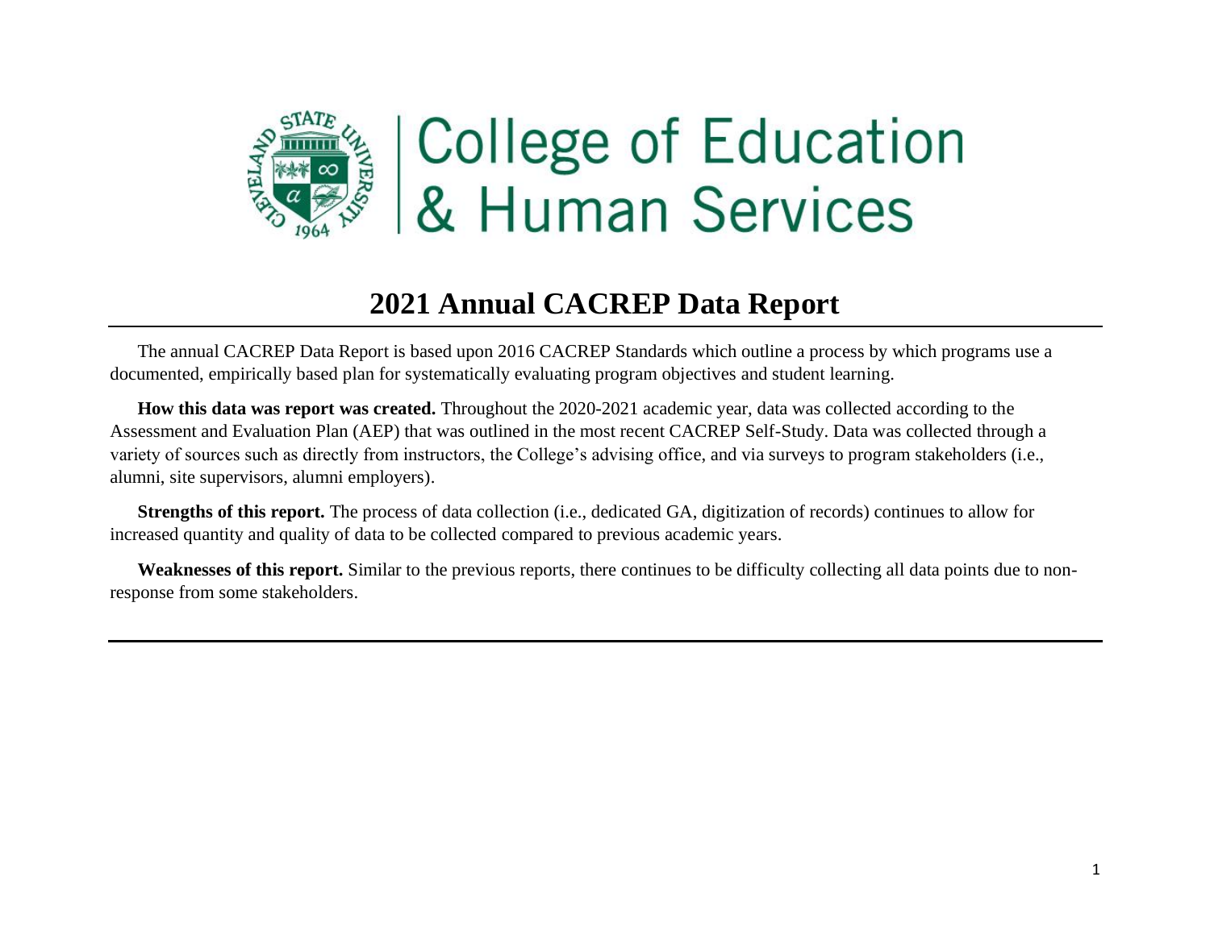College of Education & Human Services

# 2021 Annual CACREP Data Report

The annual CACREP Data Report is based upon 2016 CACREP Standards which outline a process by which programs use a documented, empirically based plan for systematically evaluating program objectives and student learning.

**How this data was report was created.** Throughout the 2020-2021 academic year, data was collected according to the Assessment and Evaluation Plan (AEP) that was outlined in the most recent CACREP Self-Study. Data was collected through a variety of sources such as directly from instructors, the College's advising office, and via surveys to program stakeholders (i.e., alumni, site supervisors, alumni employers).

**Strengths of this report.** The process of data collection (i.e., dedicated GA, digitization of records) continues to allow for increased quantity and quality of data to be collected compared to previous academic years.

**Weaknesses of this report.** Similar to the previous reports, there continues to be difficulty collecting all data points due to non-response from some stakeholders.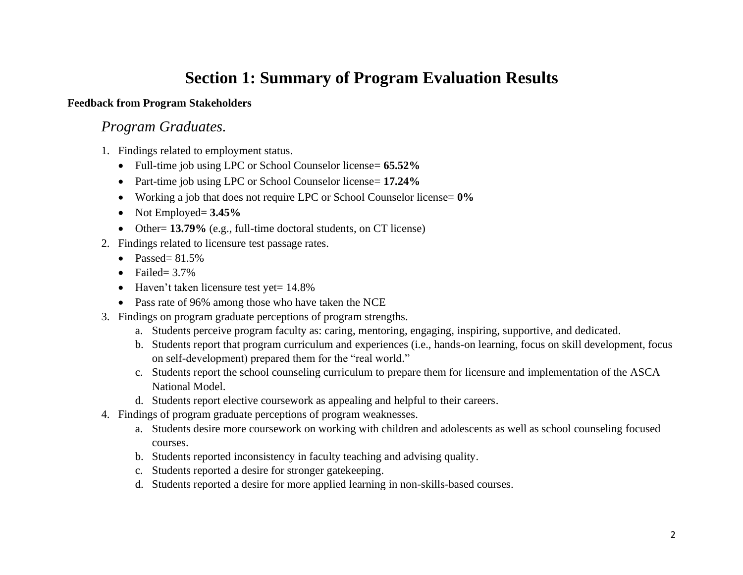# Section 1: Summary of Program Evaluation Results

**Feedback from Program Stakeholders**

### *Program Graduates.*

1. Findings related to employment status.
   - Full-time job using LPC or School Counselor license= **65.52%**
   - Part-time job using LPC or School Counselor license= **17.24%**
   - Working a job that does not require LPC or School Counselor license= **0%**
   - Not Employed= **3.45%**
   - Other= **13.79%** (e.g., full-time doctoral students, on CT license)
2. Findings related to licensure test passage rates.
   - Passed= 81.5%
   - Failed= 3.7%
   - Haven't taken licensure test yet= 14.8%
   - Pass rate of 96% among those who have taken the NCE
3. Findings on program graduate perceptions of program strengths.
   a. Students perceive program faculty as: caring, mentoring, engaging, inspiring, supportive, and dedicated.
   b. Students report that program curriculum and experiences (i.e., hands-on learning, focus on skill development, focus on self-development) prepared them for the "real world."
   c. Students report the school counseling curriculum to prepare them for licensure and implementation of the ASCA National Model.
   d. Students report elective coursework as appealing and helpful to their careers.
4. Findings of program graduate perceptions of program weaknesses.
   a. Students desire more coursework on working with children and adolescents as well as school counseling focused courses.
   b. Students reported inconsistency in faculty teaching and advising quality.
   c. Students reported a desire for stronger gatekeeping.
   d. Students reported a desire for more applied learning in non-skills-based courses.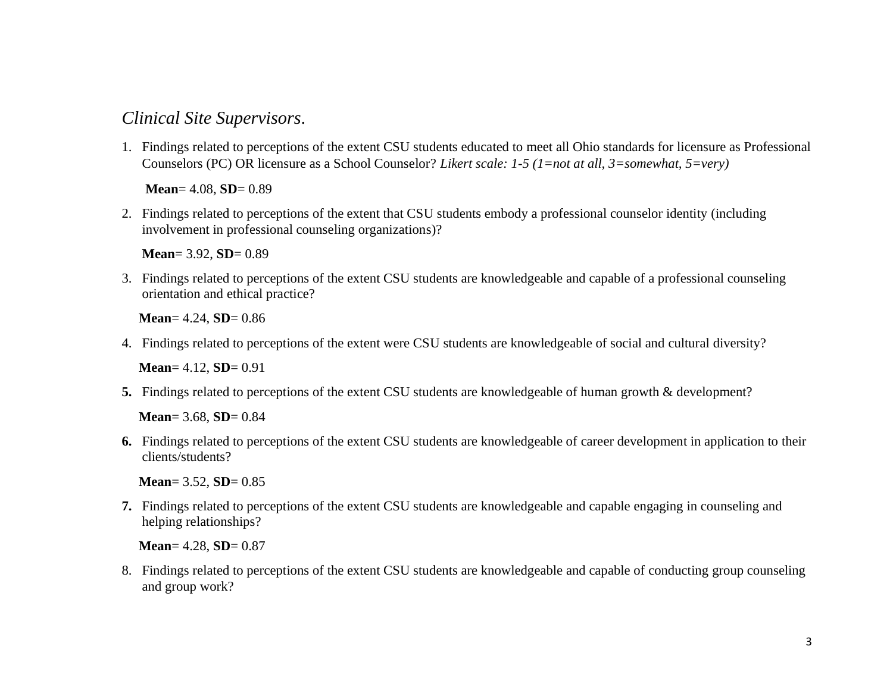*Clinical Site Supervisors*.

1. Findings related to perceptions of the extent CSU students educated to meet all Ohio standards for licensure as Professional Counselors (PC) OR licensure as a School Counselor? *Likert scale: 1-5 (1=not at all, 3=somewhat, 5=very)*

   **Mean**= 4.08, **SD**= 0.89

2. Findings related to perceptions of the extent that CSU students embody a professional counselor identity (including involvement in professional counseling organizations)?

   **Mean**= 3.92, **SD**= 0.89

3. Findings related to perceptions of the extent CSU students are knowledgeable and capable of a professional counseling orientation and ethical practice?

   **Mean**= 4.24, **SD**= 0.86

4. Findings related to perceptions of the extent were CSU students are knowledgeable of social and cultural diversity?

   **Mean**= 4.12, **SD**= 0.91

5. Findings related to perceptions of the extent CSU students are knowledgeable of human growth & development?

   **Mean**= 3.68, **SD**= 0.84

6. Findings related to perceptions of the extent CSU students are knowledgeable of career development in application to their clients/students?

   **Mean**= 3.52, **SD**= 0.85

7. Findings related to perceptions of the extent CSU students are knowledgeable and capable engaging in counseling and helping relationships?

   **Mean**= 4.28, **SD**= 0.87

8. Findings related to perceptions of the extent CSU students are knowledgeable and capable of conducting group counseling and group work?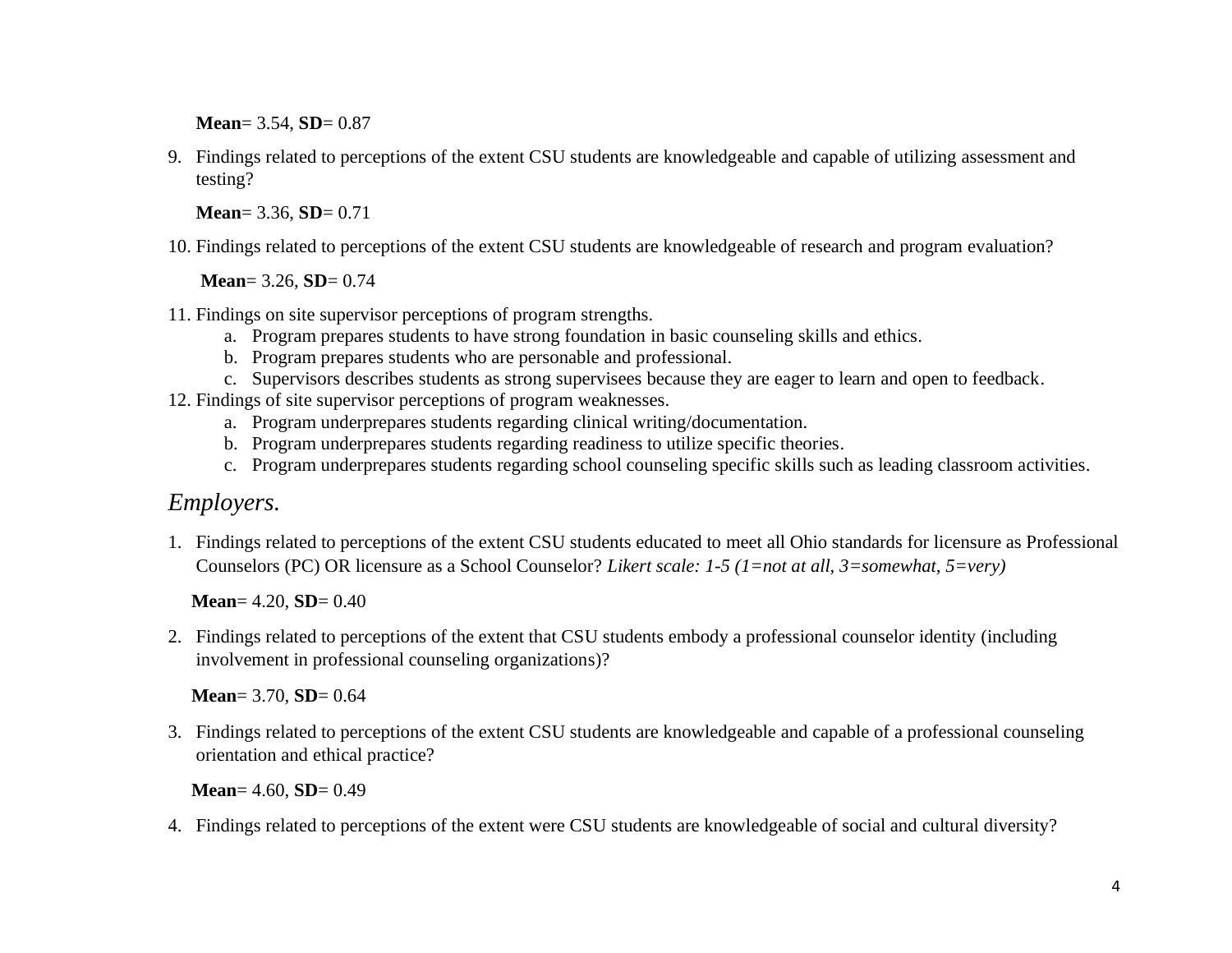**Mean**= 3.54, **SD**= 0.87

9. Findings related to perceptions of the extent CSU students are knowledgeable and capable of utilizing assessment and testing?

   **Mean**= 3.36, **SD**= 0.71

10. Findings related to perceptions of the extent CSU students are knowledgeable of research and program evaluation?

    **Mean**= 3.26, **SD**= 0.74

11. Findings on site supervisor perceptions of program strengths.
    a. Program prepares students to have strong foundation in basic counseling skills and ethics.
    b. Program prepares students who are personable and professional.
    c. Supervisors describes students as strong supervisees because they are eager to learn and open to feedback.
12. Findings of site supervisor perceptions of program weaknesses.
    a. Program underprepares students regarding clinical writing/documentation.
    b. Program underprepares students regarding readiness to utilize specific theories.
    c. Program underprepares students regarding school counseling specific skills such as leading classroom activities.

## *Employers.*

1. Findings related to perceptions of the extent CSU students educated to meet all Ohio standards for licensure as Professional Counselors (PC) OR licensure as a School Counselor? *Likert scale: 1-5 (1=not at all, 3=somewhat, 5=very)*

   **Mean**= 4.20, **SD**= 0.40

2. Findings related to perceptions of the extent that CSU students embody a professional counselor identity (including involvement in professional counseling organizations)?

   **Mean**= 3.70, **SD**= 0.64

3. Findings related to perceptions of the extent CSU students are knowledgeable and capable of a professional counseling orientation and ethical practice?

   **Mean**= 4.60, **SD**= 0.49

4. Findings related to perceptions of the extent were CSU students are knowledgeable of social and cultural diversity?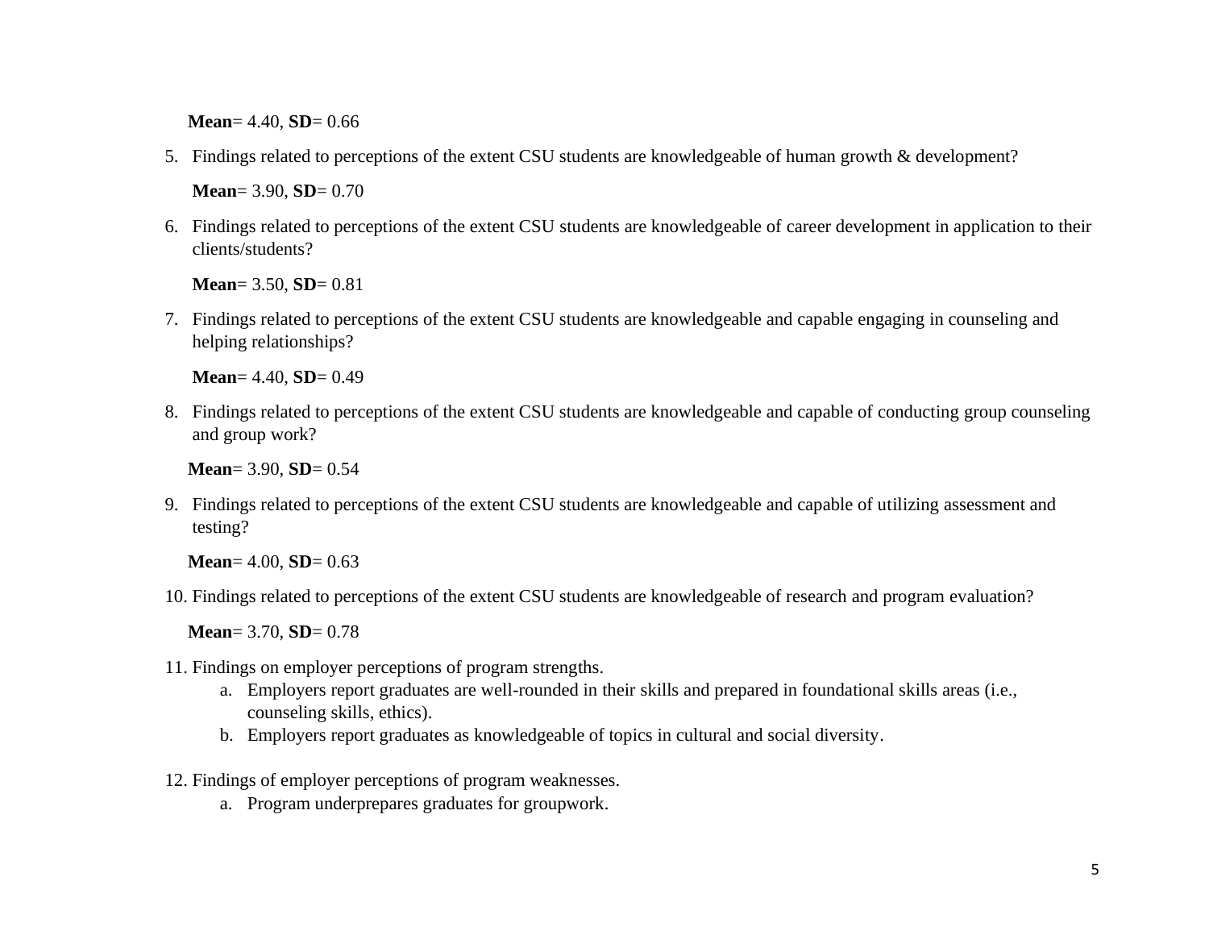**Mean**= 4.40, **SD**= 0.66

5. Findings related to perceptions of the extent CSU students are knowledgeable of human growth & development?

   **Mean**= 3.90, **SD**= 0.70

6. Findings related to perceptions of the extent CSU students are knowledgeable of career development in application to their clients/students?

   **Mean**= 3.50, **SD**= 0.81

7. Findings related to perceptions of the extent CSU students are knowledgeable and capable engaging in counseling and helping relationships?

   **Mean**= 4.40, **SD**= 0.49

8. Findings related to perceptions of the extent CSU students are knowledgeable and capable of conducting group counseling and group work?

   **Mean**= 3.90, **SD**= 0.54

9. Findings related to perceptions of the extent CSU students are knowledgeable and capable of utilizing assessment and testing?

   **Mean**= 4.00, **SD**= 0.63

10. Findings related to perceptions of the extent CSU students are knowledgeable of research and program evaluation?

    **Mean**= 3.70, **SD**= 0.78

11. Findings on employer perceptions of program strengths.
    a. Employers report graduates are well-rounded in their skills and prepared in foundational skills areas (i.e., counseling skills, ethics).
    b. Employers report graduates as knowledgeable of topics in cultural and social diversity.

12. Findings of employer perceptions of program weaknesses.
    a. Program underprepares graduates for groupwork.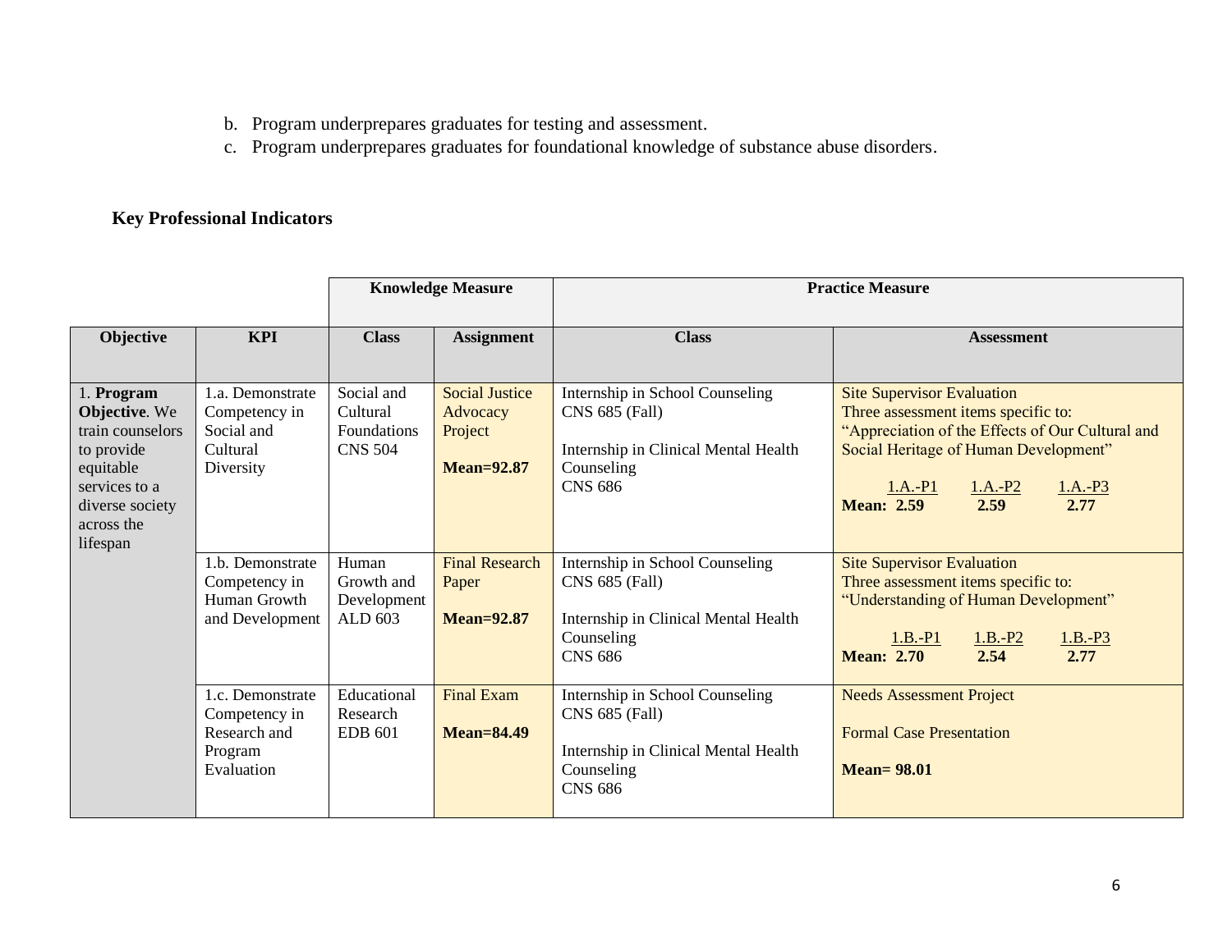b. Program underprepares graduates for testing and assessment.
c. Program underprepares graduates for foundational knowledge of substance abuse disorders.

**Key Professional Indicators**

| | | Knowledge Measure | | Practice Measure | |
|---|---|---|---|---|---|
| **Objective** | **KPI** | **Class** | **Assignment** | **Class** | **Assessment** |
| 1. **Program Objective**. We train counselors to provide equitable services to a diverse society across the lifespan | 1.a. Demonstrate Competency in Social and Cultural Diversity | Social and Cultural Foundations CNS 504 | Social Justice Advocacy Project<br><br>**Mean=92.87** | Internship in School Counseling CNS 685 (Fall)<br><br>Internship in Clinical Mental Health Counseling CNS 686 | Site Supervisor Evaluation<br>Three assessment items specific to: "Appreciation of the Effects of Our Cultural and Social Heritage of Human Development"<br><br>1.A.-P1 1.A.-P2 1.A.-P3<br>**Mean: 2.59 2.59 2.77** |
| | 1.b. Demonstrate Competency in Human Growth and Development | Human Growth and Development ALD 603 | Final Research Paper<br><br>**Mean=92.87** | Internship in School Counseling CNS 685 (Fall)<br><br>Internship in Clinical Mental Health Counseling CNS 686 | Site Supervisor Evaluation<br>Three assessment items specific to: "Understanding of Human Development"<br><br>1.B.-P1 1.B.-P2 1.B.-P3<br>**Mean: 2.70 2.54 2.77** |
| | 1.c. Demonstrate Competency in Research and Program Evaluation | Educational Research EDB 601 | Final Exam<br><br>**Mean=84.49** | Internship in School Counseling CNS 685 (Fall)<br><br>Internship in Clinical Mental Health Counseling CNS 686 | Needs Assessment Project<br><br>Formal Case Presentation<br><br>**Mean= 98.01** |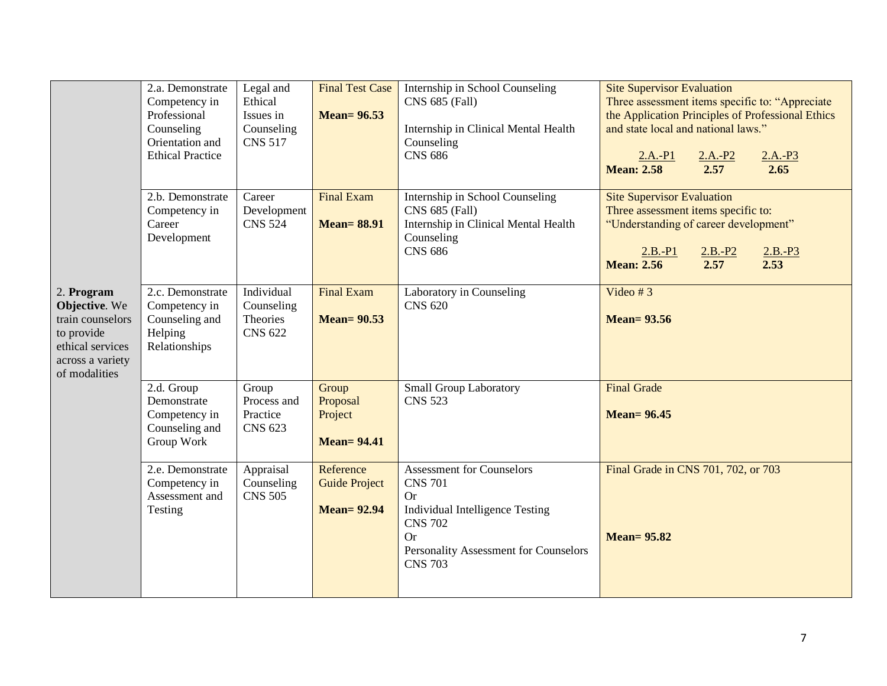| | | | | | |
|---|---|---|---|---|---|
| 2. **Program Objective**. We train counselors to provide ethical services across a variety of modalities | 2.a. Demonstrate Competency in Professional Counseling Orientation and Ethical Practice | Legal and Ethical Issues in Counseling CNS 517 | Final Test Case<br><br>**Mean= 96.53** | Internship in School Counseling CNS 685 (Fall)<br><br>Internship in Clinical Mental Health Counseling CNS 686 | Site Supervisor Evaluation<br>Three assessment items specific to: "Appreciate the Application Principles of Professional Ethics and state local and national laws."<br><br>2.A.-P1 2.A.-P2 2.A.-P3<br>**Mean: 2.58 2.57 2.65** |
| | 2.b. Demonstrate Competency in Career Development | Career Development CNS 524 | Final Exam<br><br>**Mean= 88.91** | Internship in School Counseling CNS 685 (Fall)<br>Internship in Clinical Mental Health Counseling CNS 686 | Site Supervisor Evaluation<br>Three assessment items specific to: "Understanding of career development"<br><br>2.B.-P1 2.B.-P2 2.B.-P3<br>**Mean: 2.56 2.57 2.53** |
| | 2.c. Demonstrate Competency in Counseling and Helping Relationships | Individual Counseling Theories CNS 622 | Final Exam<br><br>**Mean= 90.53** | Laboratory in Counseling CNS 620 | Video # 3<br><br>**Mean= 93.56** |
| | 2.d. Group Demonstrate Competency in Counseling and Group Work | Group Process and Practice CNS 623 | Group Proposal Project<br><br>**Mean= 94.41** | Small Group Laboratory CNS 523 | Final Grade<br><br>**Mean= 96.45** |
| | 2.e. Demonstrate Competency in Assessment and Testing | Appraisal Counseling CNS 505 | Reference Guide Project<br><br>**Mean= 92.94** | Assessment for Counselors CNS 701<br>Or<br>Individual Intelligence Testing CNS 702<br>Or<br>Personality Assessment for Counselors CNS 703 | Final Grade in CNS 701, 702, or 703<br><br>**Mean= 95.82** |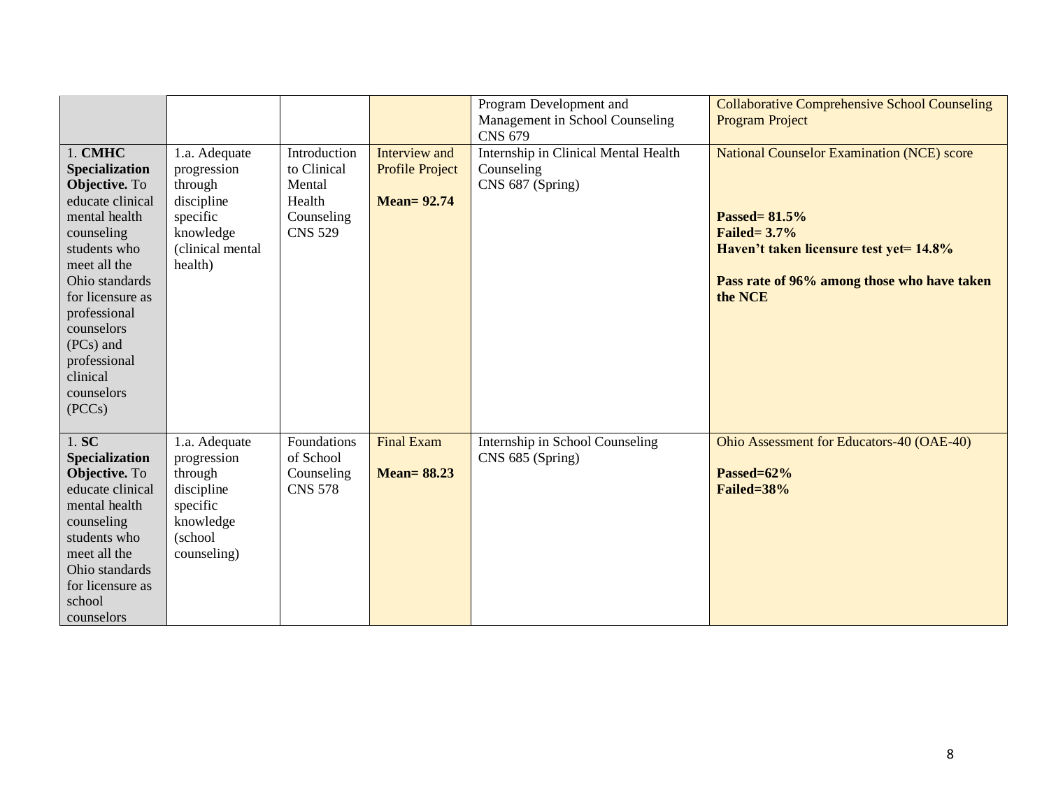| | | | | | |
|---|---|---|---|---|---|
| | | | | Program Development and Management in School Counseling CNS 679 | Collaborative Comprehensive School Counseling Program Project |
| 1. **CMHC Specialization Objective.** To educate clinical mental health counseling students who meet all the Ohio standards for licensure as professional counselors (PCs) and professional clinical counselors (PCCs) | 1.a. Adequate progression through discipline specific knowledge (clinical mental health) | Introduction to Clinical Mental Health Counseling CNS 529 | Interview and Profile Project<br><br>**Mean= 92.74** | Internship in Clinical Mental Health Counseling CNS 687 (Spring) | National Counselor Examination (NCE) score<br><br>**Passed= 81.5%**<br>**Failed= 3.7%**<br>**Haven't taken licensure test yet= 14.8%**<br><br>**Pass rate of 96% among those who have taken the NCE** |
| 1. **SC Specialization Objective.** To educate clinical mental health counseling students who meet all the Ohio standards for licensure as school counselors | 1.a. Adequate progression through discipline specific knowledge (school counseling) | Foundations of School Counseling CNS 578 | Final Exam<br><br>**Mean= 88.23** | Internship in School Counseling CNS 685 (Spring) | Ohio Assessment for Educators-40 (OAE-40)<br><br>**Passed=62%**<br>**Failed=38%** |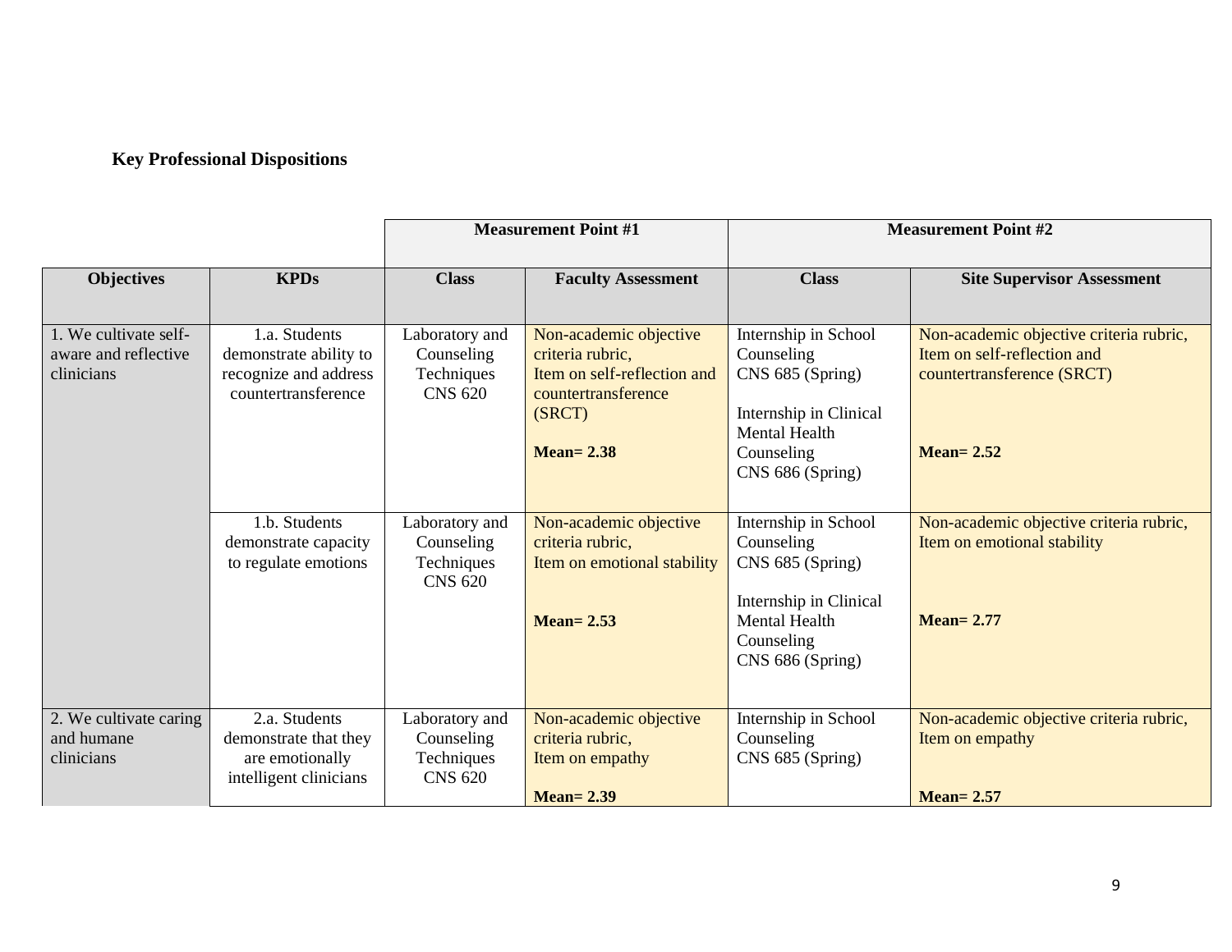**Key Professional Dispositions**

| | | Measurement Point #1 | | Measurement Point #2 | |
|---|---|---|---|---|---|
| **Objectives** | **KPDs** | **Class** | **Faculty Assessment** | **Class** | **Site Supervisor Assessment** |
| 1. We cultivate self-aware and reflective clinicians | 1.a. Students demonstrate ability to recognize and address countertransference | Laboratory and Counseling Techniques CNS 620 | Non-academic objective criteria rubric, Item on self-reflection and countertransference (SRCT) **Mean= 2.38** | Internship in School Counseling CNS 685 (Spring) Internship in Clinical Mental Health Counseling CNS 686 (Spring) | Non-academic objective criteria rubric, Item on self-reflection and countertransference (SRCT) **Mean= 2.52** |
| | 1.b. Students demonstrate capacity to regulate emotions | Laboratory and Counseling Techniques CNS 620 | Non-academic objective criteria rubric, Item on emotional stability **Mean= 2.53** | Internship in School Counseling CNS 685 (Spring) Internship in Clinical Mental Health Counseling CNS 686 (Spring) | Non-academic objective criteria rubric, Item on emotional stability **Mean= 2.77** |
| 2. We cultivate caring and humane clinicians | 2.a. Students demonstrate that they are emotionally intelligent clinicians | Laboratory and Counseling Techniques CNS 620 | Non-academic objective criteria rubric, Item on empathy **Mean= 2.39** | Internship in School Counseling CNS 685 (Spring) | Non-academic objective criteria rubric, Item on empathy **Mean= 2.57** |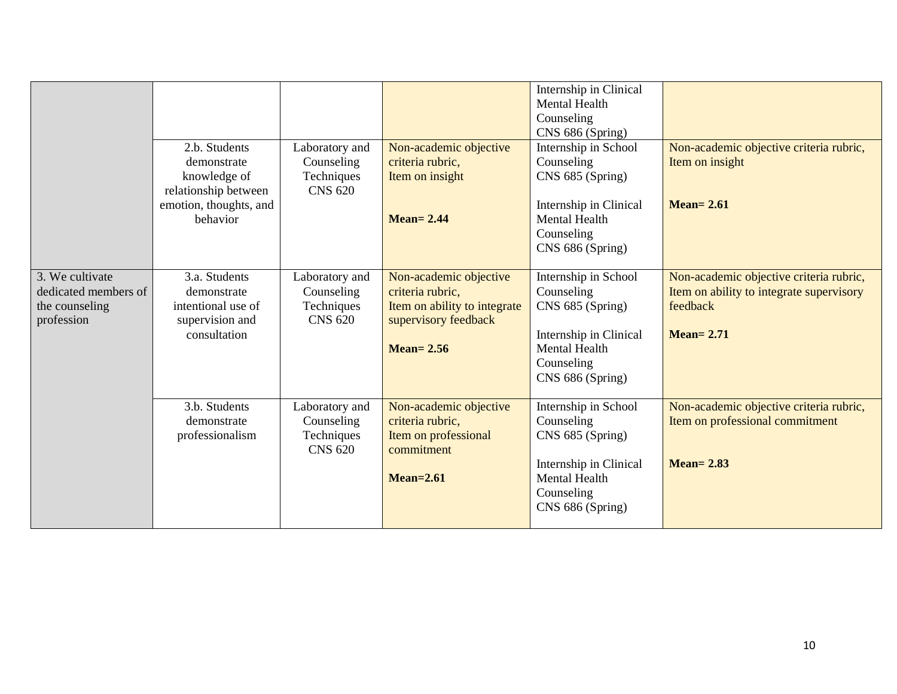| | | | | | |
|---|---|---|---|---|---|
| | | | | Internship in Clinical Mental Health Counseling CNS 686 (Spring) | |
| | 2.b. Students demonstrate knowledge of relationship between emotion, thoughts, and behavior | Laboratory and Counseling Techniques CNS 620 | Non-academic objective criteria rubric, Item on insight<br><br>**Mean= 2.44** | Internship in School Counseling CNS 685 (Spring)<br><br>Internship in Clinical Mental Health Counseling CNS 686 (Spring) | Non-academic objective criteria rubric, Item on insight<br><br>**Mean= 2.61** |
| 3. We cultivate dedicated members of the counseling profession | 3.a. Students demonstrate intentional use of supervision and consultation | Laboratory and Counseling Techniques CNS 620 | Non-academic objective criteria rubric, Item on ability to integrate supervisory feedback<br><br>**Mean= 2.56** | Internship in School Counseling CNS 685 (Spring)<br><br>Internship in Clinical Mental Health Counseling CNS 686 (Spring) | Non-academic objective criteria rubric, Item on ability to integrate supervisory feedback<br><br>**Mean= 2.71** |
| | 3.b. Students demonstrate professionalism | Laboratory and Counseling Techniques CNS 620 | Non-academic objective criteria rubric, Item on professional commitment<br><br>**Mean=2.61** | Internship in School Counseling CNS 685 (Spring)<br><br>Internship in Clinical Mental Health Counseling CNS 686 (Spring) | Non-academic objective criteria rubric, Item on professional commitment<br><br>**Mean= 2.83** |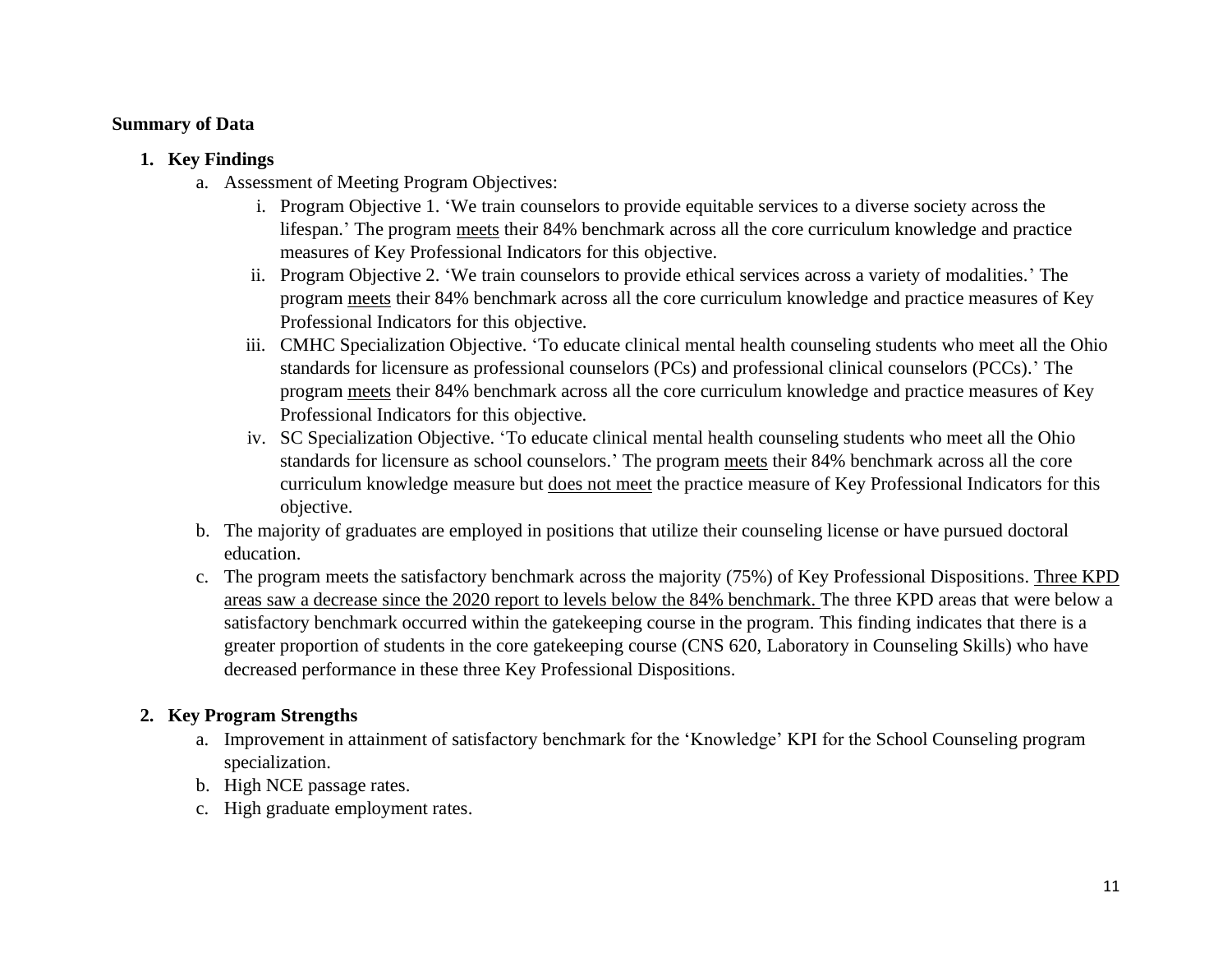**Summary of Data**

1. **Key Findings**
    a. Assessment of Meeting Program Objectives:
        i. Program Objective 1. 'We train counselors to provide equitable services to a diverse society across the lifespan.' The program <u>meets</u> their 84% benchmark across all the core curriculum knowledge and practice measures of Key Professional Indicators for this objective.
        ii. Program Objective 2. 'We train counselors to provide ethical services across a variety of modalities.' The program <u>meets</u> their 84% benchmark across all the core curriculum knowledge and practice measures of Key Professional Indicators for this objective.
        iii. CMHC Specialization Objective. 'To educate clinical mental health counseling students who meet all the Ohio standards for licensure as professional counselors (PCs) and professional clinical counselors (PCCs).' The program <u>meets</u> their 84% benchmark across all the core curriculum knowledge and practice measures of Key Professional Indicators for this objective.
        iv. SC Specialization Objective. 'To educate clinical mental health counseling students who meet all the Ohio standards for licensure as school counselors.' The program <u>meets</u> their 84% benchmark across all the core curriculum knowledge measure but <u>does not meet</u> the practice measure of Key Professional Indicators for this objective.

    b. The majority of graduates are employed in positions that utilize their counseling license or have pursued doctoral education.
    c. The program meets the satisfactory benchmark across the majority (75%) of Key Professional Dispositions. <u>Three KPD areas saw a decrease since the 2020 report to levels below the 84% benchmark.</u> The three KPD areas that were below a satisfactory benchmark occurred within the gatekeeping course in the program. This finding indicates that there is a greater proportion of students in the core gatekeeping course (CNS 620, Laboratory in Counseling Skills) who have decreased performance in these three Key Professional Dispositions.

2. **Key Program Strengths**
    a. Improvement in attainment of satisfactory benchmark for the 'Knowledge' KPI for the School Counseling program specialization.
    b. High NCE passage rates.
    c. High graduate employment rates.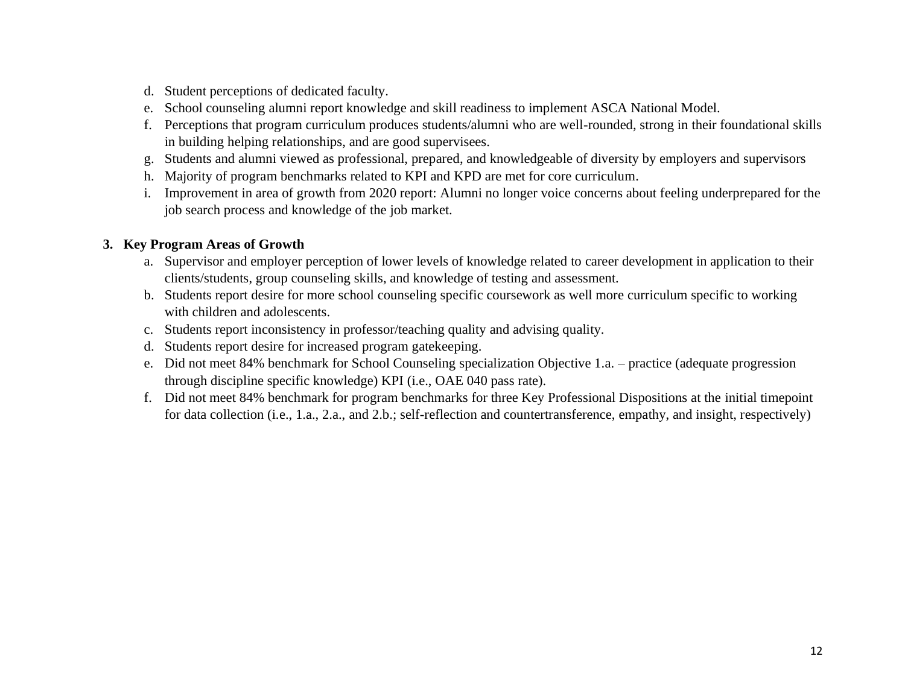d. Student perceptions of dedicated faculty.
e. School counseling alumni report knowledge and skill readiness to implement ASCA National Model.
f. Perceptions that program curriculum produces students/alumni who are well-rounded, strong in their foundational skills in building helping relationships, and are good supervisees.
g. Students and alumni viewed as professional, prepared, and knowledgeable of diversity by employers and supervisors
h. Majority of program benchmarks related to KPI and KPD are met for core curriculum.
i. Improvement in area of growth from 2020 report: Alumni no longer voice concerns about feeling underprepared for the job search process and knowledge of the job market.

**3. Key Program Areas of Growth**

a. Supervisor and employer perception of lower levels of knowledge related to career development in application to their clients/students, group counseling skills, and knowledge of testing and assessment.
b. Students report desire for more school counseling specific coursework as well more curriculum specific to working with children and adolescents.
c. Students report inconsistency in professor/teaching quality and advising quality.
d. Students report desire for increased program gatekeeping.
e. Did not meet 84% benchmark for School Counseling specialization Objective 1.a. – practice (adequate progression through discipline specific knowledge) KPI (i.e., OAE 040 pass rate).
f. Did not meet 84% benchmark for program benchmarks for three Key Professional Dispositions at the initial timepoint for data collection (i.e., 1.a., 2.a., and 2.b.; self-reflection and countertransference, empathy, and insight, respectively)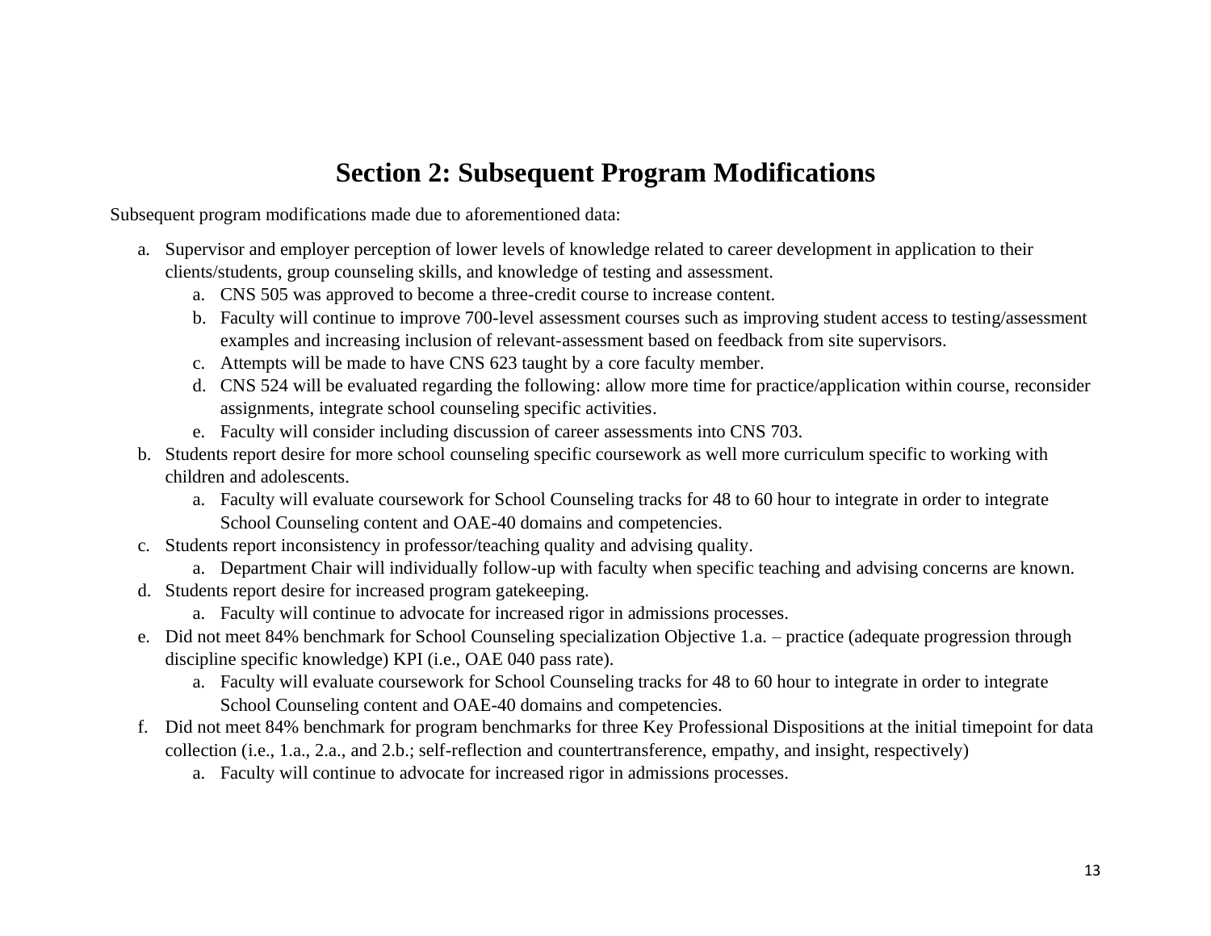# Section 2: Subsequent Program Modifications

Subsequent program modifications made due to aforementioned data:

a. Supervisor and employer perception of lower levels of knowledge related to career development in application to their clients/students, group counseling skills, and knowledge of testing and assessment.
    a. CNS 505 was approved to become a three-credit course to increase content.
    b. Faculty will continue to improve 700-level assessment courses such as improving student access to testing/assessment examples and increasing inclusion of relevant-assessment based on feedback from site supervisors.
    c. Attempts will be made to have CNS 623 taught by a core faculty member.
    d. CNS 524 will be evaluated regarding the following: allow more time for practice/application within course, reconsider assignments, integrate school counseling specific activities.
    e. Faculty will consider including discussion of career assessments into CNS 703.
b. Students report desire for more school counseling specific coursework as well more curriculum specific to working with children and adolescents.
    a. Faculty will evaluate coursework for School Counseling tracks for 48 to 60 hour to integrate in order to integrate School Counseling content and OAE-40 domains and competencies.
c. Students report inconsistency in professor/teaching quality and advising quality.
    a. Department Chair will individually follow-up with faculty when specific teaching and advising concerns are known.
d. Students report desire for increased program gatekeeping.
    a. Faculty will continue to advocate for increased rigor in admissions processes.
e. Did not meet 84% benchmark for School Counseling specialization Objective 1.a. – practice (adequate progression through discipline specific knowledge) KPI (i.e., OAE 040 pass rate).
    a. Faculty will evaluate coursework for School Counseling tracks for 48 to 60 hour to integrate in order to integrate School Counseling content and OAE-40 domains and competencies.
f. Did not meet 84% benchmark for program benchmarks for three Key Professional Dispositions at the initial timepoint for data collection (i.e., 1.a., 2.a., and 2.b.; self-reflection and countertransference, empathy, and insight, respectively)
    a. Faculty will continue to advocate for increased rigor in admissions processes.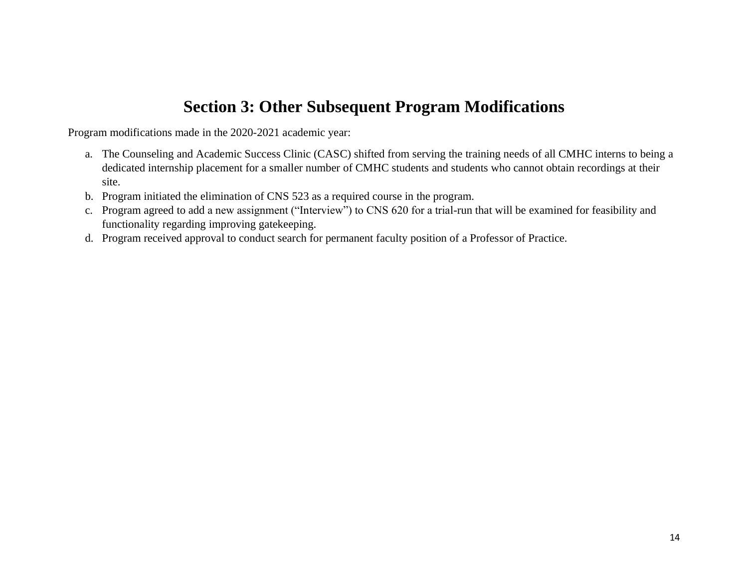# Section 3: Other Subsequent Program Modifications

Program modifications made in the 2020-2021 academic year:

a. The Counseling and Academic Success Clinic (CASC) shifted from serving the training needs of all CMHC interns to being a dedicated internship placement for a smaller number of CMHC students and students who cannot obtain recordings at their site.
b. Program initiated the elimination of CNS 523 as a required course in the program.
c. Program agreed to add a new assignment ("Interview") to CNS 620 for a trial-run that will be examined for feasibility and functionality regarding improving gatekeeping.
d. Program received approval to conduct search for permanent faculty position of a Professor of Practice.